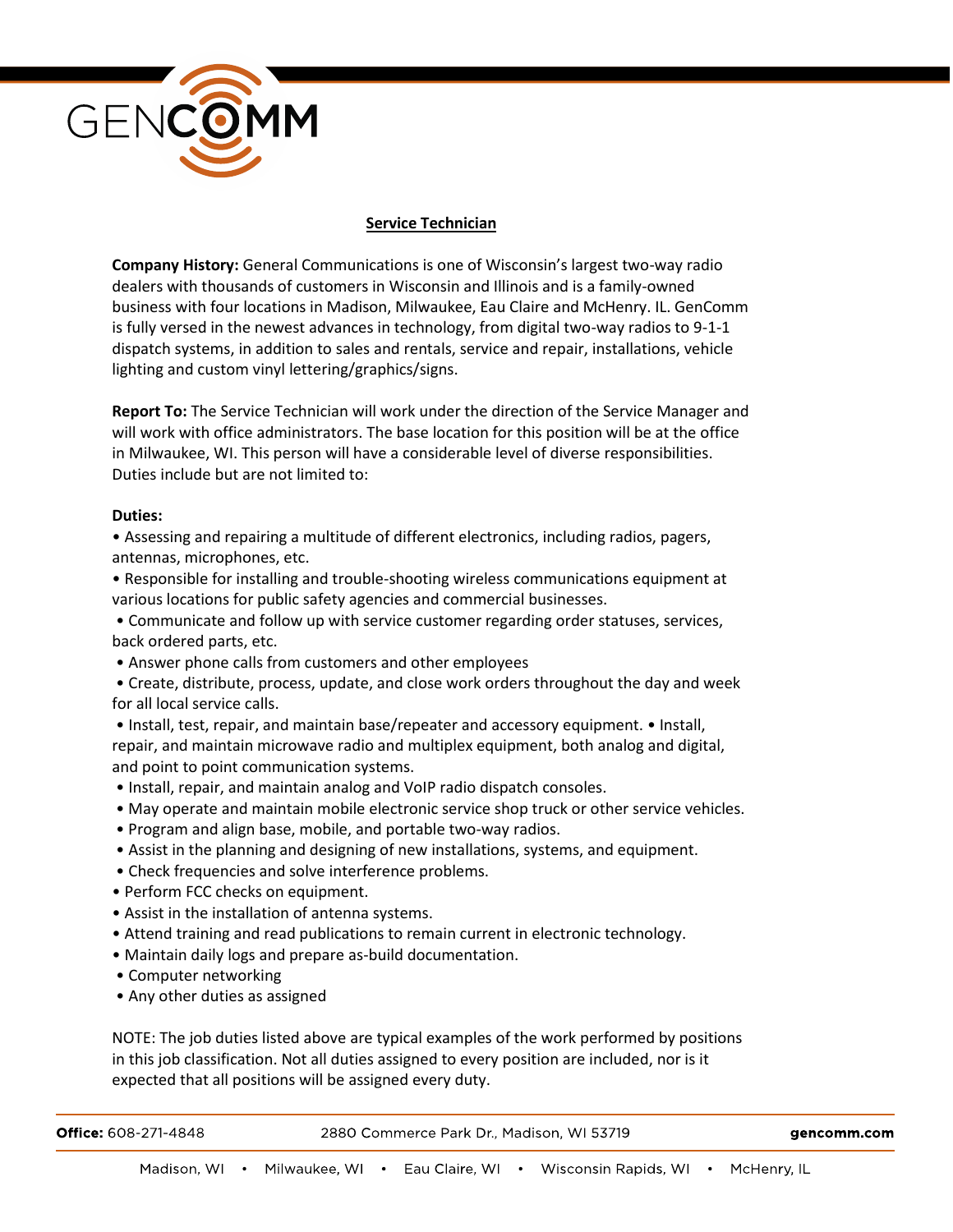# Service Technician

**Company History:** General Communications is one of Wisconsin's largest two-way radio dealers with thousands of customers in Wisconsin and Illinois and is a family-owned business with four locations in Madison, Milwaukee, Eau Claire and McHenry. IL. GenComm is fully versed in the newest advances in technology, from digital two-way radios to 9-1-1 dispatch systems, in addition to sales and rentals, service and repair, installations, vehicle lighting and custom vinyl lettering/graphics/signs.

**Report To:** The Service Technician will work under the direction of the Service Manager and will work with office administrators. The base location for this position will be at the office in Milwaukee, WI. This person will have a considerable level of diverse responsibilities. Duties include but are not limited to:

**Duties:**

- Assessing and repairing a multitude of different electronics, including radios, pagers, antennas, microphones, etc.
- Responsible for installing and trouble-shooting wireless communications equipment at various locations for public safety agencies and commercial businesses.
- Communicate and follow up with service customer regarding order statuses, services, back ordered parts, etc.
- Answer phone calls from customers and other employees
- Create, distribute, process, update, and close work orders throughout the day and week for all local service calls.
- Install, test, repair, and maintain base/repeater and accessory equipment. • Install, repair, and maintain microwave radio and multiplex equipment, both analog and digital, and point to point communication systems.
- Install, repair, and maintain analog and VoIP radio dispatch consoles.
- May operate and maintain mobile electronic service shop truck or other service vehicles.
- Program and align base, mobile, and portable two-way radios.
- Assist in the planning and designing of new installations, systems, and equipment.
- Check frequencies and solve interference problems.
- Perform FCC checks on equipment.
- Assist in the installation of antenna systems.
- Attend training and read publications to remain current in electronic technology.
- Maintain daily logs and prepare as-build documentation.
- Computer networking
- Any other duties as assigned

NOTE: The job duties listed above are typical examples of the work performed by positions in this job classification. Not all duties assigned to every position are included, nor is it expected that all positions will be assigned every duty.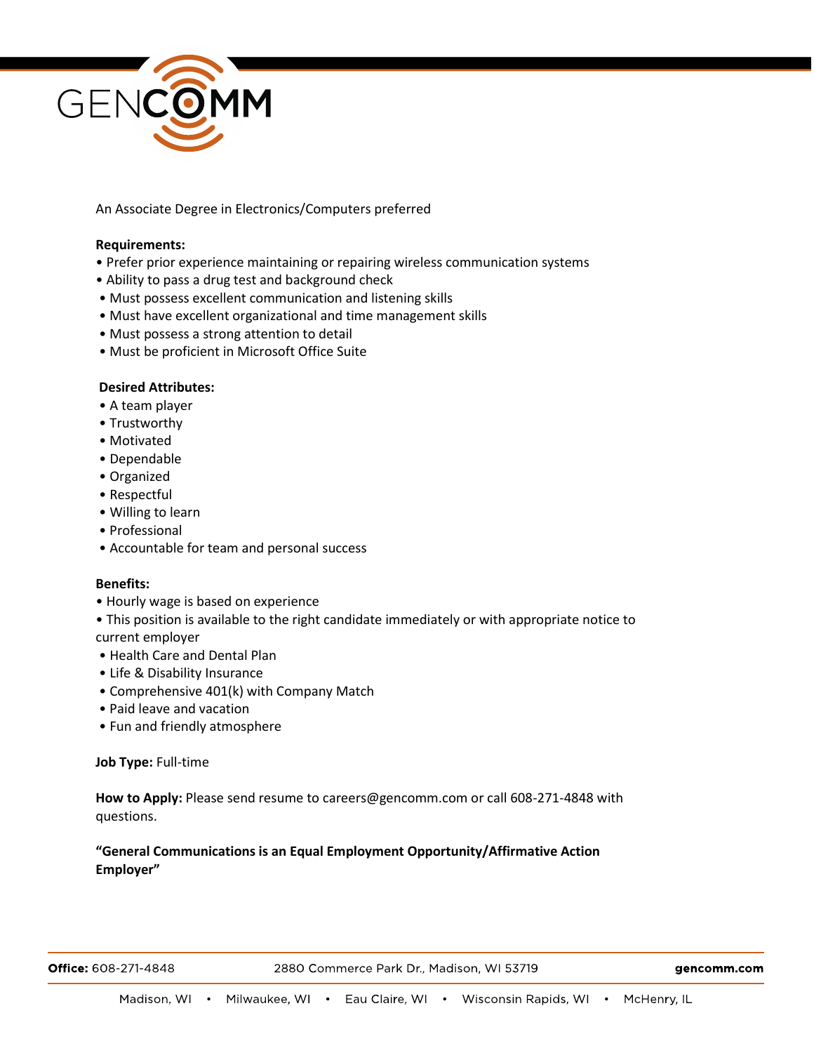An Associate Degree in Electronics/Computers preferred

**Requirements:**

- Prefer prior experience maintaining or repairing wireless communication systems
- Ability to pass a drug test and background check
- Must possess excellent communication and listening skills
- Must have excellent organizational and time management skills
- Must possess a strong attention to detail
- Must be proficient in Microsoft Office Suite

**Desired Attributes:**

- A team player
- Trustworthy
- Motivated
- Dependable
- Organized
- Respectful
- Willing to learn
- Professional
- Accountable for team and personal success

**Benefits:**

- Hourly wage is based on experience
- This position is available to the right candidate immediately or with appropriate notice to current employer
- Health Care and Dental Plan
- Life & Disability Insurance
- Comprehensive 401(k) with Company Match
- Paid leave and vacation
- Fun and friendly atmosphere

**Job Type:** Full-time

**How to Apply:** Please send resume to careers@gencomm.com or call 608-271-4848 with questions.

**"General Communications is an Equal Employment Opportunity/Affirmative Action Employer"**

**Office:** 608-271-4848 2880 Commerce Park Dr., Madison, WI 53719 **gencomm.com**

Madison, WI • Milwaukee, WI • Eau Claire, WI • Wisconsin Rapids, WI • McHenry, IL